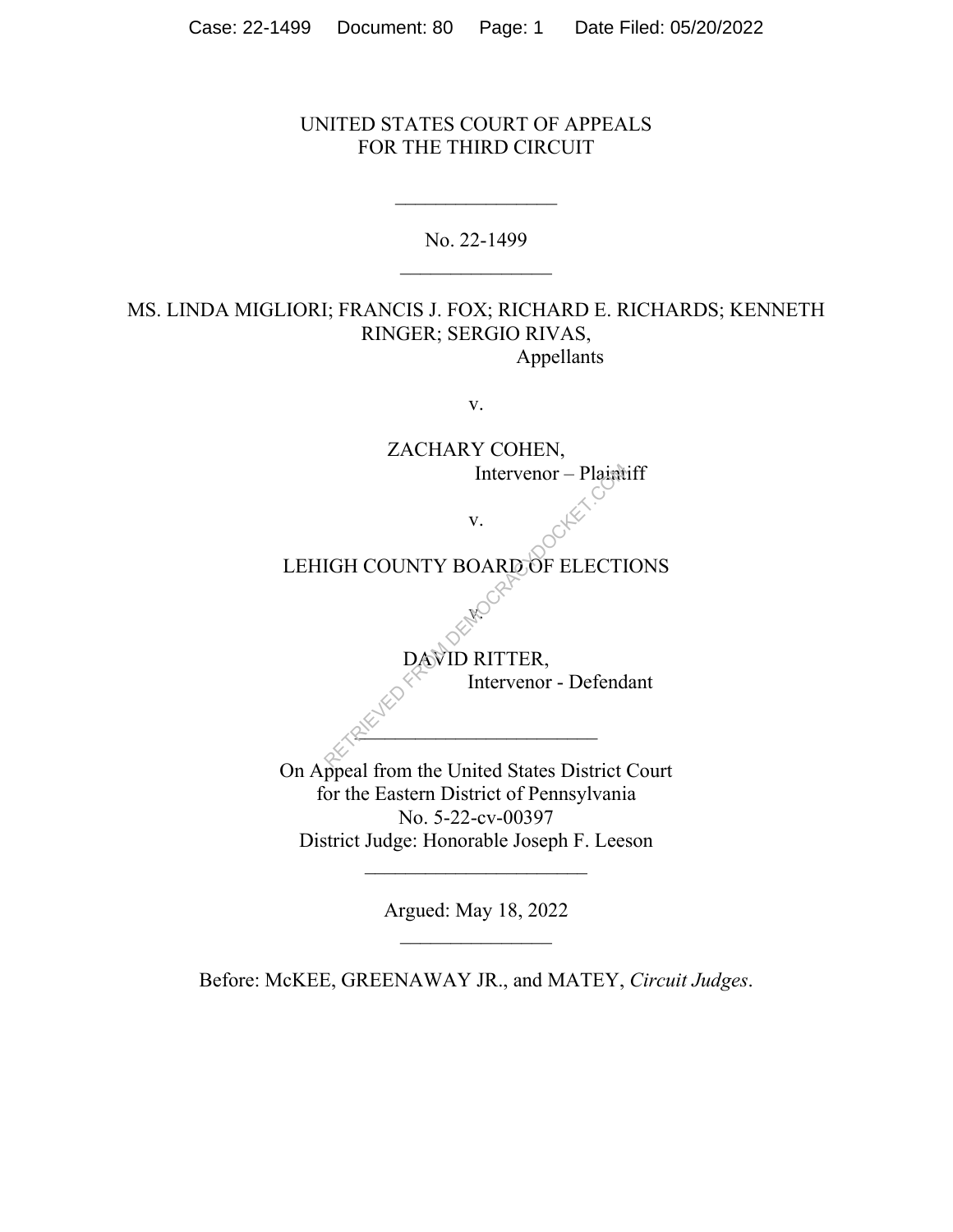UNITED STATES COURT OF APPEALS
FOR THE THIRD CIRCUIT

\_\_\_\_\_\_\_\_\_\_\_\_\_\_\_\_

No. 22-1499

\_\_\_\_\_\_\_\_\_\_\_\_\_\_\_\_

MS. LINDA MIGLIORI; FRANCIS J. FOX; RICHARD E. RICHARDS; KENNETH RINGER; SERGIO RIVAS,
Appellants

v.

ZACHARY COHEN,
Intervenor – Plaintiff

v.

LEHIGH COUNTY BOARD OF ELECTIONS

v.

DAVID RITTER,
Intervenor - Defendant

\_\_\_\_\_\_\_\_\_\_\_\_\_\_\_\_

On Appeal from the United States District Court
for the Eastern District of Pennsylvania
No. 5-22-cv-00397
District Judge: Honorable Joseph F. Leeson

\_\_\_\_\_\_\_\_\_\_\_\_\_\_\_\_

Argued: May 18, 2022

\_\_\_\_\_\_\_\_\_\_\_\_\_\_\_\_

Before: McKEE, GREENAWAY JR., and MATEY, *Circuit Judges*.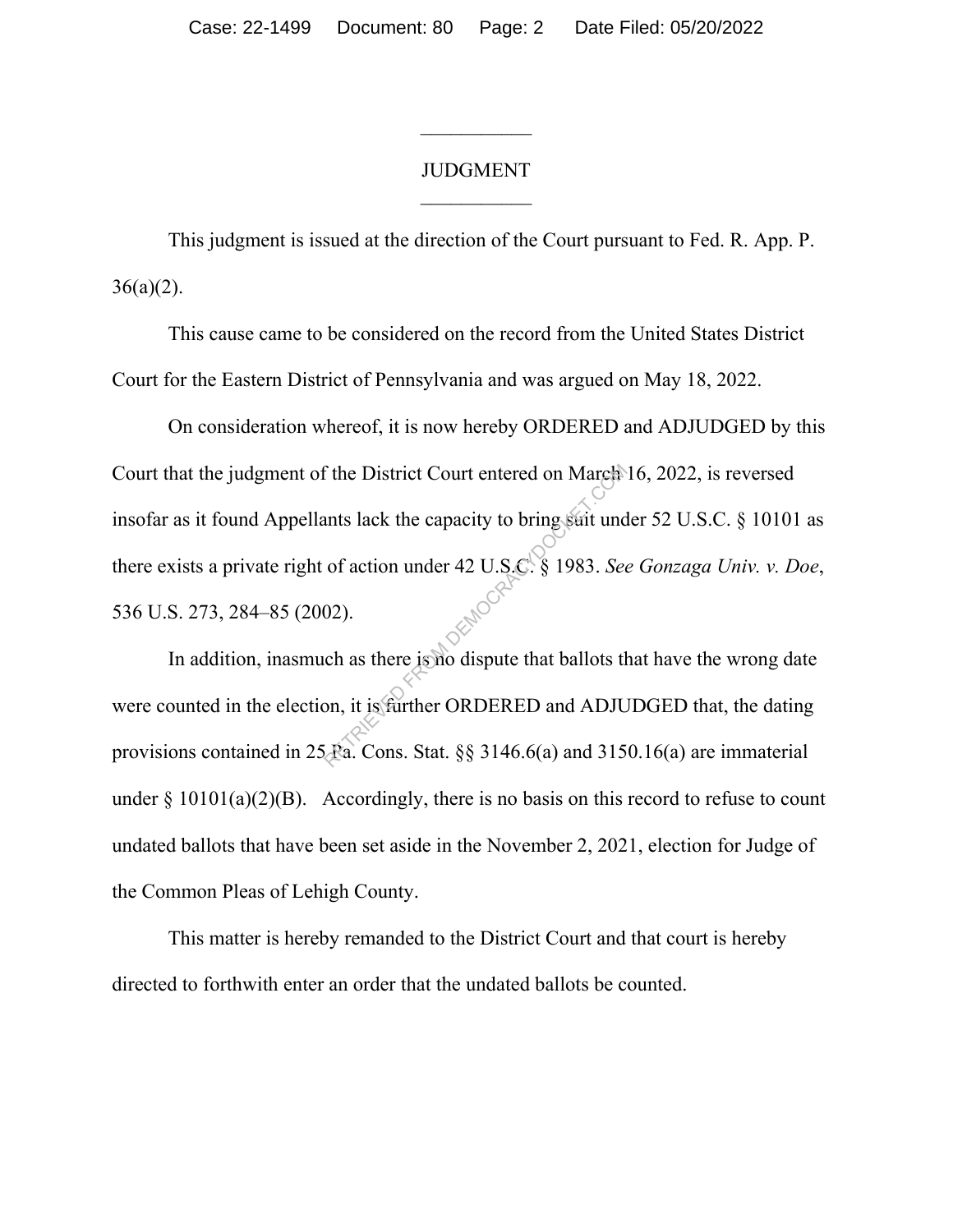# JUDGMENT

This judgment is issued at the direction of the Court pursuant to Fed. R. App. P. 36(a)(2).

This cause came to be considered on the record from the United States District Court for the Eastern District of Pennsylvania and was argued on May 18, 2022.

On consideration whereof, it is now hereby ORDERED and ADJUDGED by this Court that the judgment of the District Court entered on March 16, 2022, is reversed insofar as it found Appellants lack the capacity to bring suit under 52 U.S.C. § 10101 as there exists a private right of action under 42 U.S.C. § 1983. *See Gonzaga Univ. v. Doe*, 536 U.S. 273, 284–85 (2002).

In addition, inasmuch as there is no dispute that ballots that have the wrong date were counted in the election, it is further ORDERED and ADJUDGED that, the dating provisions contained in 25 Pa. Cons. Stat. §§ 3146.6(a) and 3150.16(a) are immaterial under § 10101(a)(2)(B). Accordingly, there is no basis on this record to refuse to count undated ballots that have been set aside in the November 2, 2021, election for Judge of the Common Pleas of Lehigh County.

This matter is hereby remanded to the District Court and that court is hereby directed to forthwith enter an order that the undated ballots be counted.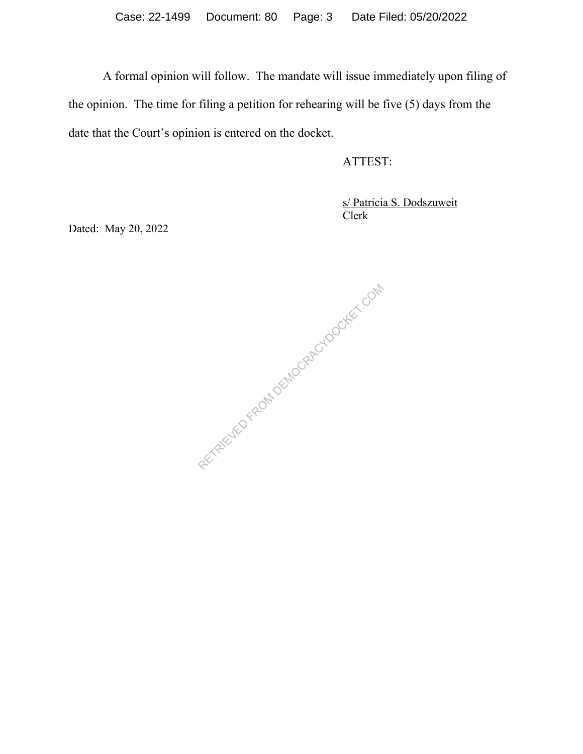A formal opinion will follow. The mandate will issue immediately upon filing of the opinion. The time for filing a petition for rehearing will be five (5) days from the date that the Court's opinion is entered on the docket.

ATTEST:

s/ Patricia S. Dodszuweit
Clerk

Dated: May 20, 2022